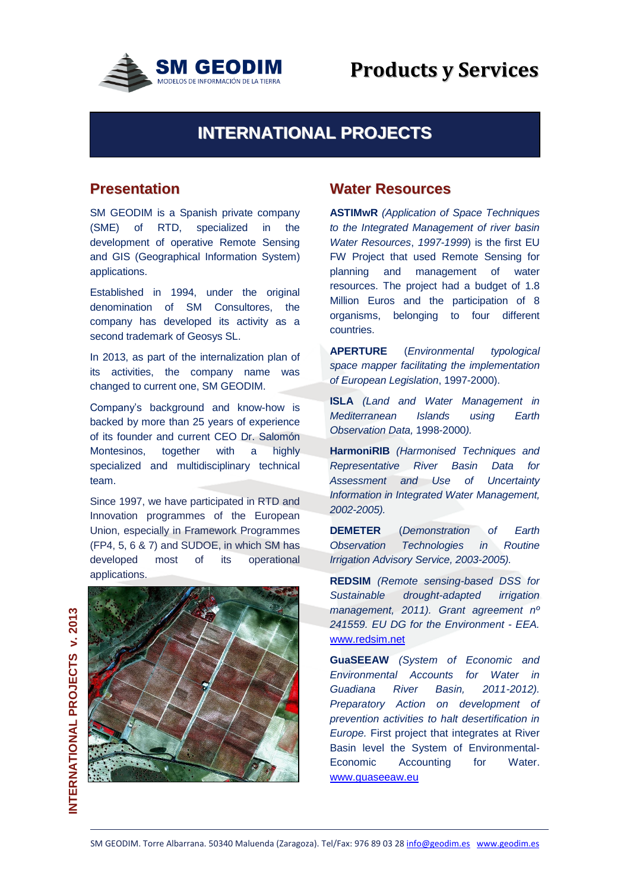# Products y Services

## INTERNATIONAL PROJECTS

### Presentation

SM GEODIM is a Spanish private company (SME) of RTD, specialized in the development of operative Remote Sensing and GIS (Geographical Information System) applications.

Established in 1994, under the original denomination of SM Consultores, the company has developed its activity as a second trademark of Geosys SL.

In 2013, as part of the internalization plan of its activities, the company name was changed to current one, SM GEODIM.

Company's background and know-how is backed by more than 25 years of experience of its founder and current CEO Dr. Salomón Montesinos, together with a highly specialized and multidisciplinary technical team.

Since 1997, we have participated in RTD and Innovation programmes of the European Union, especially in Framework Programmes (FP4, 5, 6 & 7) and SUDOE, in which SM has developed most of its operational applications.

### Water Resources

**ASTIMwR** *(Application of Space Techniques to the Integrated Management of river basin Water Resources*, *1997-1999*) is the first EU FW Project that used Remote Sensing for planning and management of water resources. The project had a budget of 1.8 Million Euros and the participation of 8 organisms, belonging to four different countries.

**APERTURE** (*Environmental typological space mapper facilitating the implementation of European Legislation*, 1997-2000).

**ISLA** *(Land and Water Management in Mediterranean Islands using Earth Observation Data,* 1998-2000*).*

**HarmoniRIB** *(Harmonised Techniques and Representative River Basin Data for Assessment and Use of Uncertainty Information in Integrated Water Management, 2002-2005).*

**DEMETER** (*Demonstration of Earth Observation Technologies in Routine Irrigation Advisory Service, 2003-2005).*

**REDSIM** *(Remote sensing-based DSS for Sustainable drought-adapted irrigation management, 2011). Grant agreement nº 241559. EU DG for the Environment - EEA.* www.redsim.net

**GuaSEEAW** *(System of Economic and Environmental Accounts for Water in Guadiana River Basin, 2011-2012). Preparatory Action on development of prevention activities to halt desertification in Europe.* First project that integrates at River Basin level the System of Environmental-Economic Accounting for Water. www.guaseeaw.eu

SM GEODIM. Torre Albarrana. 50340 Maluenda (Zaragoza). Tel/Fax: 976 89 03 28 info@geodim.es www.geodim.es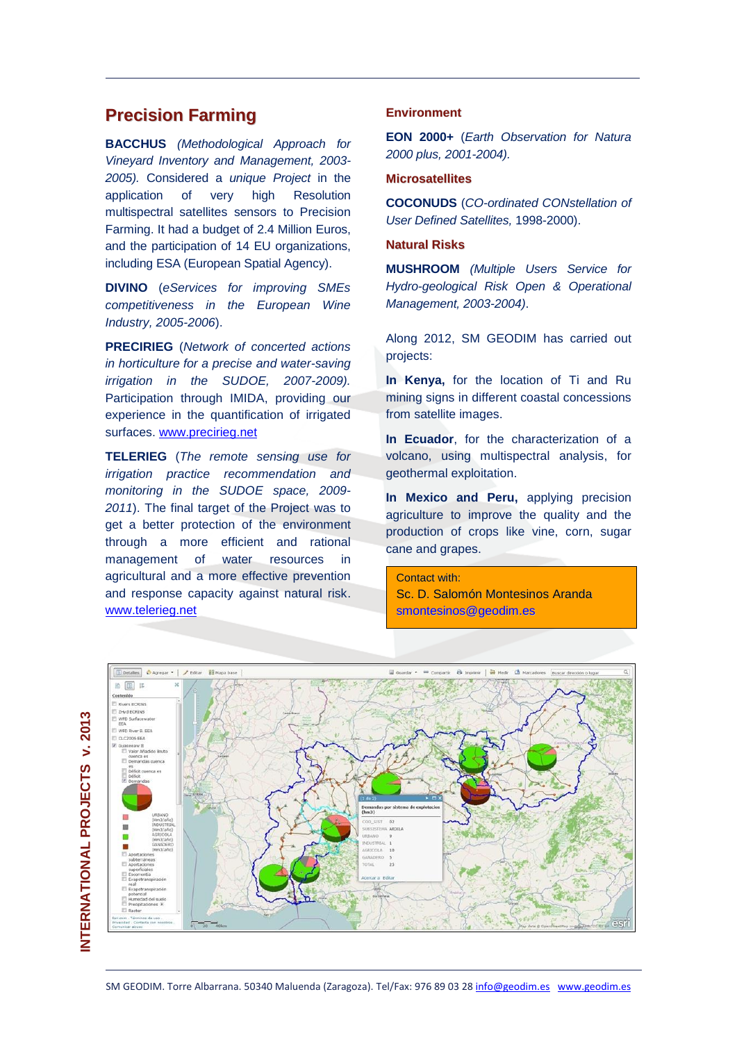## Precision Farming

**BACCHUS** *(Methodological Approach for Vineyard Inventory and Management, 2003-2005).* Considered a *unique Project* in the application of very high Resolution multispectral satellites sensors to Precision Farming. It had a budget of 2.4 Million Euros, and the participation of 14 EU organizations, including ESA (European Spatial Agency).

**DIVINO** (*eServices for improving SMEs competitiveness in the European Wine Industry, 2005-2006*).

**PRECIRIEG** (*Network of concerted actions in horticulture for a precise and water-saving irrigation in the SUDOE, 2007-2009).* Participation through IMIDA, providing our experience in the quantification of irrigated surfaces. www.precirieg.net

**TELERIEG** (*The remote sensing use for irrigation practice recommendation and monitoring in the SUDOE space, 2009-2011*). The final target of the Project was to get a better protection of the environment through a more efficient and rational management of water resources in agricultural and a more effective prevention and response capacity against natural risk. www.telerieg.net

### Environment

**EON 2000+** (*Earth Observation for Natura 2000 plus, 2001-2004).*

### Microsatellites

**COCONUDS** (*CO-ordinated CONstellation of User Defined Satellites,* 1998-2000).

### Natural Risks

**MUSHROOM** *(Multiple Users Service for Hydro-geological Risk Open & Operational Management, 2003-2004)*.

Along 2012, SM GEODIM has carried out projects:

**In Kenya,** for the location of Ti and Ru mining signs in different coastal concessions from satellite images.

**In Ecuador**, for the characterization of a volcano, using multispectral analysis, for geothermal exploitation.

**In Mexico and Peru,** applying precision agriculture to improve the quality and the production of crops like vine, corn, sugar cane and grapes.

Contact with:
Sc. D. Salomón Montesinos Aranda
smontesinos@geodim.es

INTERNATIONAL PROJECTS v. 2013

SM GEODIM. Torre Albarrana. 50340 Maluenda (Zaragoza). Tel/Fax: 976 89 03 28 info@geodim.es www.geodim.es